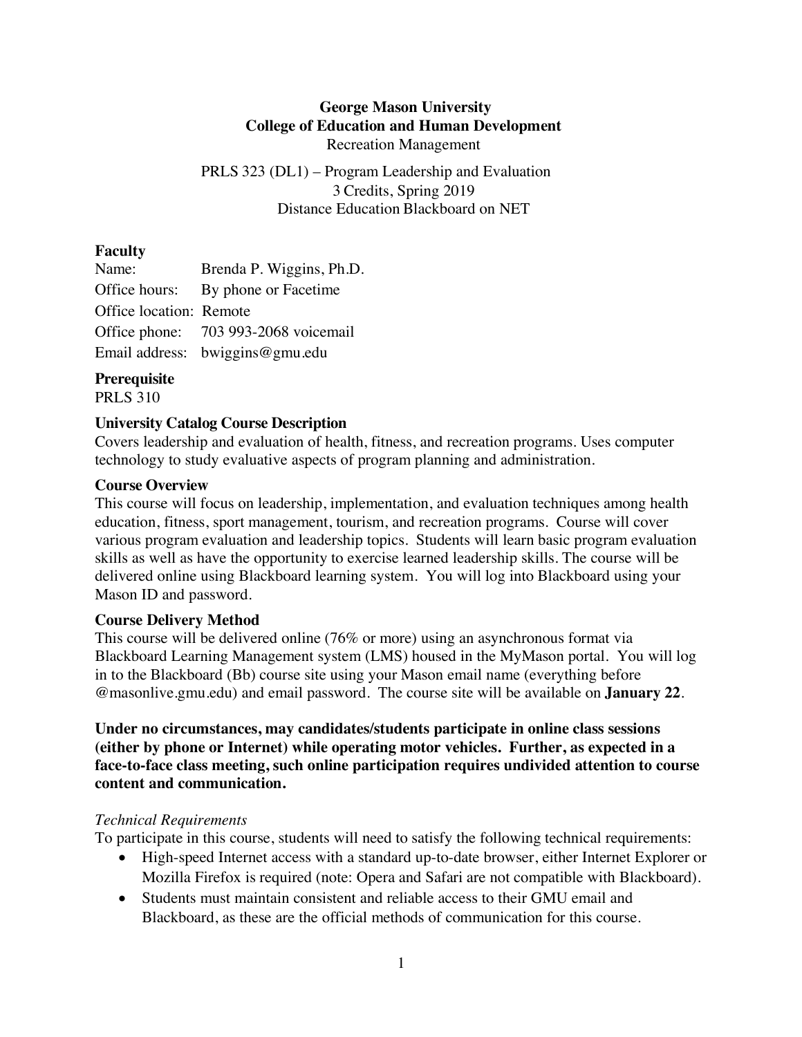# George Mason University
## College of Education and Human Development
Recreation Management

PRLS 323 (DL1) – Program Leadership and Evaluation
3 Credits, Spring 2019
Distance Education Blackboard on NET

### Faculty

Name: Brenda P. Wiggins, Ph.D.
Office hours: By phone or Facetime
Office location: Remote
Office phone: 703 993-2068 voicemail
Email address: bwiggins@gmu.edu

### Prerequisite

PRLS 310

### University Catalog Course Description

Covers leadership and evaluation of health, fitness, and recreation programs. Uses computer technology to study evaluative aspects of program planning and administration.

### Course Overview

This course will focus on leadership, implementation, and evaluation techniques among health education, fitness, sport management, tourism, and recreation programs. Course will cover various program evaluation and leadership topics. Students will learn basic program evaluation skills as well as have the opportunity to exercise learned leadership skills. The course will be delivered online using Blackboard learning system. You will log into Blackboard using your Mason ID and password.

### Course Delivery Method

This course will be delivered online (76% or more) using an asynchronous format via Blackboard Learning Management system (LMS) housed in the MyMason portal. You will log in to the Blackboard (Bb) course site using your Mason email name (everything before @masonlive.gmu.edu) and email password. The course site will be available on **January 22**.

**Under no circumstances, may candidates/students participate in online class sessions (either by phone or Internet) while operating motor vehicles. Further, as expected in a face-to-face class meeting, such online participation requires undivided attention to course content and communication.**

*Technical Requirements*

To participate in this course, students will need to satisfy the following technical requirements:

- High-speed Internet access with a standard up-to-date browser, either Internet Explorer or Mozilla Firefox is required (note: Opera and Safari are not compatible with Blackboard).
- Students must maintain consistent and reliable access to their GMU email and Blackboard, as these are the official methods of communication for this course.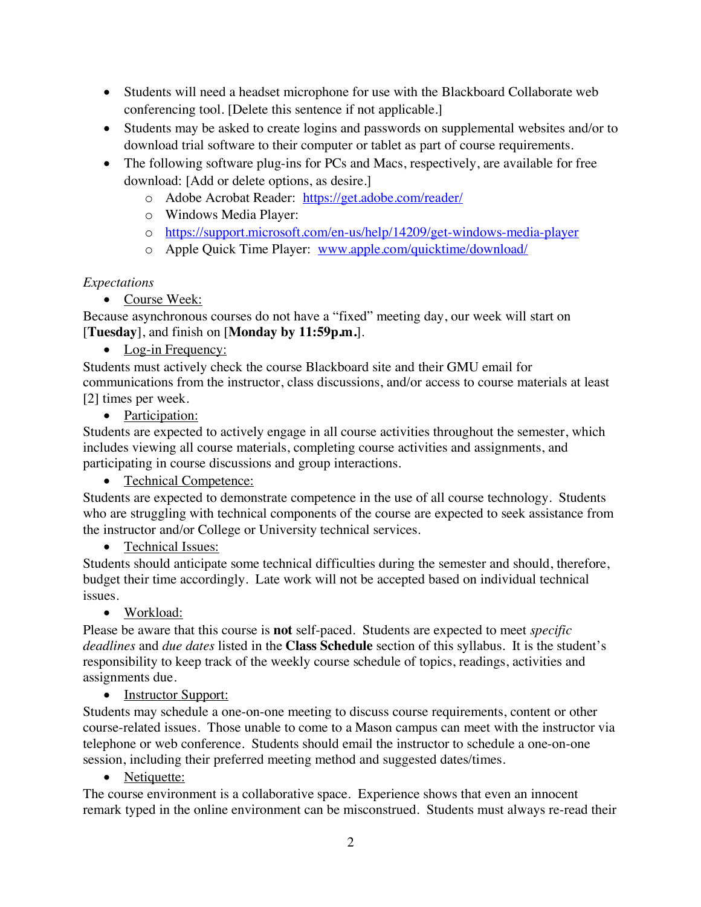- Students will need a headset microphone for use with the Blackboard Collaborate web conferencing tool. [Delete this sentence if not applicable.]
- Students may be asked to create logins and passwords on supplemental websites and/or to download trial software to their computer or tablet as part of course requirements.
- The following software plug-ins for PCs and Macs, respectively, are available for free download: [Add or delete options, as desire.]
  - Adobe Acrobat Reader: https://get.adobe.com/reader/
  - Windows Media Player:
  - https://support.microsoft.com/en-us/help/14209/get-windows-media-player
  - Apple Quick Time Player: www.apple.com/quicktime/download/

*Expectations*

- Course Week:

Because asynchronous courses do not have a "fixed" meeting day, our week will start on [**Tuesday**], and finish on [**Monday by 11:59p.m.**].

- Log-in Frequency:

Students must actively check the course Blackboard site and their GMU email for communications from the instructor, class discussions, and/or access to course materials at least [2] times per week.

- Participation:

Students are expected to actively engage in all course activities throughout the semester, which includes viewing all course materials, completing course activities and assignments, and participating in course discussions and group interactions.

- Technical Competence:

Students are expected to demonstrate competence in the use of all course technology. Students who are struggling with technical components of the course are expected to seek assistance from the instructor and/or College or University technical services.

- Technical Issues:

Students should anticipate some technical difficulties during the semester and should, therefore, budget their time accordingly. Late work will not be accepted based on individual technical issues.

- Workload:

Please be aware that this course is **not** self-paced. Students are expected to meet *specific deadlines* and *due dates* listed in the **Class Schedule** section of this syllabus. It is the student's responsibility to keep track of the weekly course schedule of topics, readings, activities and assignments due.

- Instructor Support:

Students may schedule a one-on-one meeting to discuss course requirements, content or other course-related issues. Those unable to come to a Mason campus can meet with the instructor via telephone or web conference. Students should email the instructor to schedule a one-on-one session, including their preferred meeting method and suggested dates/times.

- Netiquette:

The course environment is a collaborative space. Experience shows that even an innocent remark typed in the online environment can be misconstrued. Students must always re-read their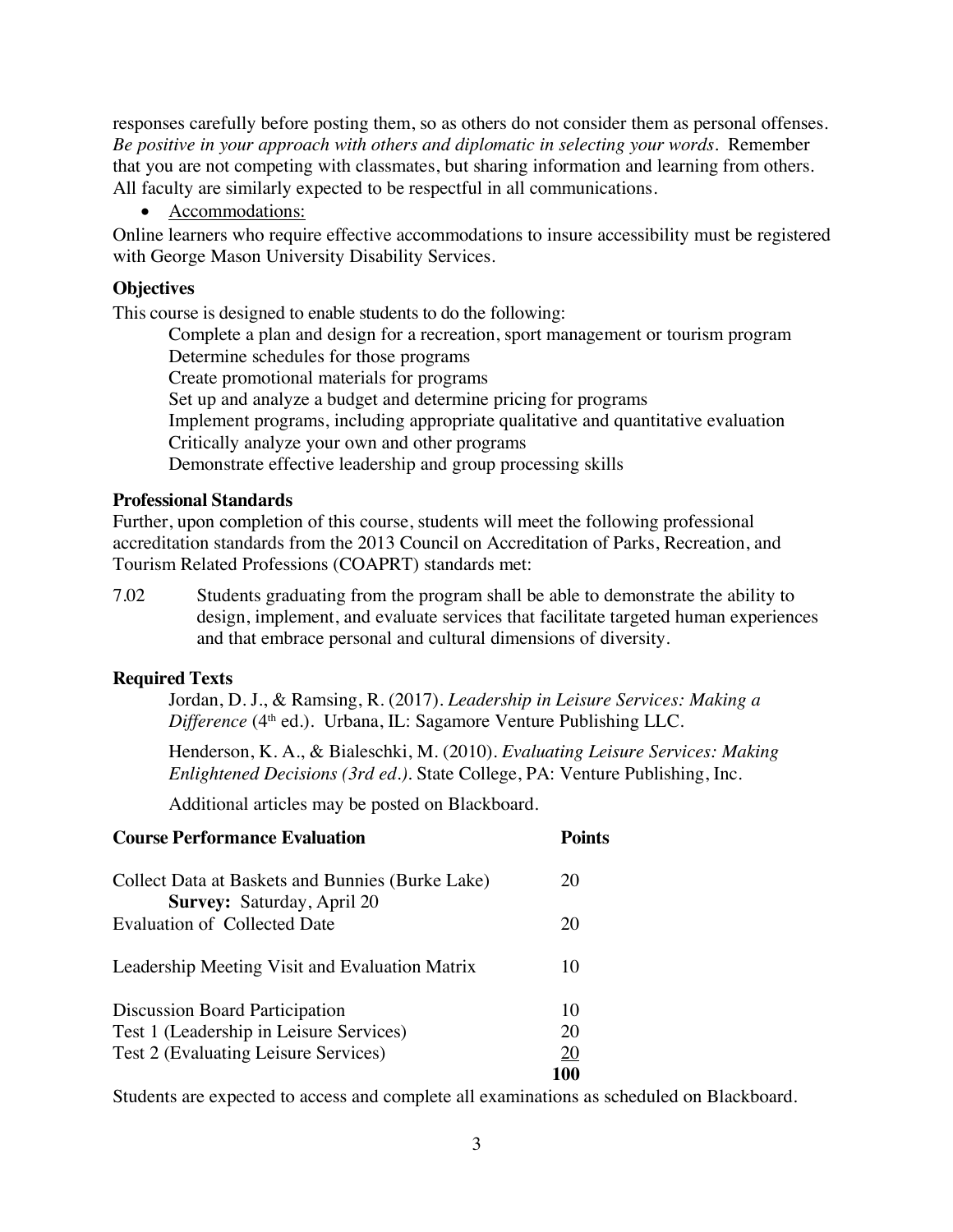responses carefully before posting them, so as others do not consider them as personal offenses. *Be positive in your approach with others and diplomatic in selecting your words.* Remember that you are not competing with classmates, but sharing information and learning from others. All faculty are similarly expected to be respectful in all communications.

- Accommodations:

Online learners who require effective accommodations to insure accessibility must be registered with George Mason University Disability Services.

**Objectives**

This course is designed to enable students to do the following:

Complete a plan and design for a recreation, sport management or tourism program
Determine schedules for those programs
Create promotional materials for programs
Set up and analyze a budget and determine pricing for programs
Implement programs, including appropriate qualitative and quantitative evaluation
Critically analyze your own and other programs
Demonstrate effective leadership and group processing skills

**Professional Standards**

Further, upon completion of this course, students will meet the following professional accreditation standards from the 2013 Council on Accreditation of Parks, Recreation, and Tourism Related Professions (COAPRT) standards met:

7.02 Students graduating from the program shall be able to demonstrate the ability to design, implement, and evaluate services that facilitate targeted human experiences and that embrace personal and cultural dimensions of diversity.

**Required Texts**

Jordan, D. J., & Ramsing, R. (2017). *Leadership in Leisure Services: Making a Difference* (4th ed.). Urbana, IL: Sagamore Venture Publishing LLC.

Henderson, K. A., & Bialeschki, M. (2010). *Evaluating Leisure Services: Making Enlightened Decisions (3rd ed.).* State College, PA: Venture Publishing, Inc.

Additional articles may be posted on Blackboard.

| **Course Performance Evaluation** | **Points** |
|---|---|
| Collect Data at Baskets and Bunnies (Burke Lake) **Survey:** Saturday, April 20 | 20 |
| Evaluation of Collected Date | 20 |
| Leadership Meeting Visit and Evaluation Matrix | 10 |
| Discussion Board Participation | 10 |
| Test 1 (Leadership in Leisure Services) | 20 |
| Test 2 (Evaluating Leisure Services) | 20 |
| | **100** |

Students are expected to access and complete all examinations as scheduled on Blackboard.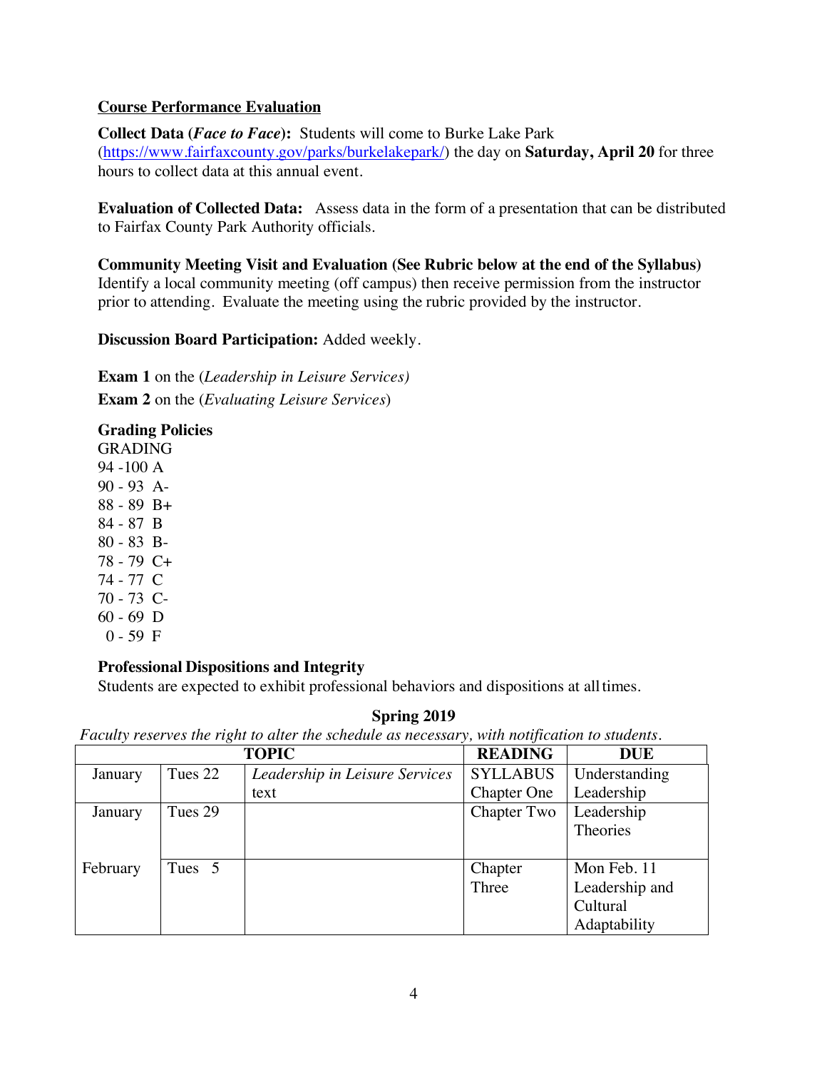**Course Performance Evaluation**

**Collect Data (*Face to Face*):** Students will come to Burke Lake Park (https://www.fairfaxcounty.gov/parks/burkelakepark/) the day on **Saturday, April 20** for three hours to collect data at this annual event.

**Evaluation of Collected Data:** Assess data in the form of a presentation that can be distributed to Fairfax County Park Authority officials.

**Community Meeting Visit and Evaluation (See Rubric below at the end of the Syllabus)**
Identify a local community meeting (off campus) then receive permission from the instructor prior to attending. Evaluate the meeting using the rubric provided by the instructor.

**Discussion Board Participation:** Added weekly.

**Exam 1** on the (*Leadership in Leisure Services)*

**Exam 2** on the (*Evaluating Leisure Services*)

**Grading Policies**

GRADING
94 -100 A
90 - 93 A-
88 - 89 B+
84 - 87 B
80 - 83 B-
78 - 79 C+
74 - 77 C
70 - 73 C-
60 - 69 D
0 - 59 F

**Professional Dispositions and Integrity**

Students are expected to exhibit professional behaviors and dispositions at all times.

**Spring 2019**

*Faculty reserves the right to alter the schedule as necessary, with notification to students.*

| TOPIC | | | READING | DUE |
|---|---|---|---|---|
| January | Tues 22 | *Leadership in Leisure Services* text | SYLLABUS Chapter One | Understanding Leadership |
| January | Tues 29 | | Chapter Two | Leadership Theories |
| February | Tues 5 | | Chapter Three | Mon Feb. 11 Leadership and Cultural Adaptability |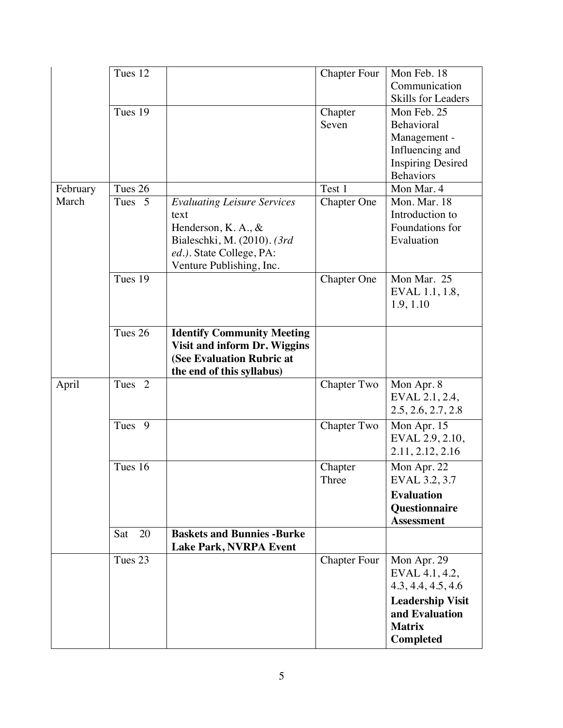| | | | | |
|---|---|---|---|---|
| | Tues 12 | | Chapter Four | Mon Feb. 18 Communication Skills for Leaders |
| | Tues 19 | | Chapter Seven | Mon Feb. 25 Behavioral Management - Influencing and Inspiring Desired Behaviors |
| February | Tues 26 | | Test 1 | Mon Mar. 4 |
| March | Tues 5 | *Evaluating Leisure Services* text Henderson, K. A., & Bialeschki, M. (2010). *(3rd ed.)*. State College, PA: Venture Publishing, Inc. | Chapter One | Mon. Mar. 18 Introduction to Foundations for Evaluation |
| | Tues 19 | | Chapter One | Mon Mar. 25 EVAL 1.1, 1.8, 1.9, 1.10 |
| | Tues 26 | **Identify Community Meeting Visit and inform Dr. Wiggins (See Evaluation Rubric at the end of this syllabus)** | | |
| April | Tues 2 | | Chapter Two | Mon Apr. 8 EVAL 2.1, 2.4, 2.5, 2.6, 2.7, 2.8 |
| | Tues 9 | | Chapter Two | Mon Apr. 15 EVAL 2.9, 2.10, 2.11, 2.12, 2.16 |
| | Tues 16 | | Chapter Three | Mon Apr. 22 EVAL 3.2, 3.7 **Evaluation Questionnaire Assessment** |
| | Sat 20 | **Baskets and Bunnies -Burke Lake Park, NVRPA Event** | | |
| | Tues 23 | | Chapter Four | Mon Apr. 29 EVAL 4.1, 4.2, 4.3, 4.4, 4.5, 4.6 **Leadership Visit and Evaluation Matrix Completed** |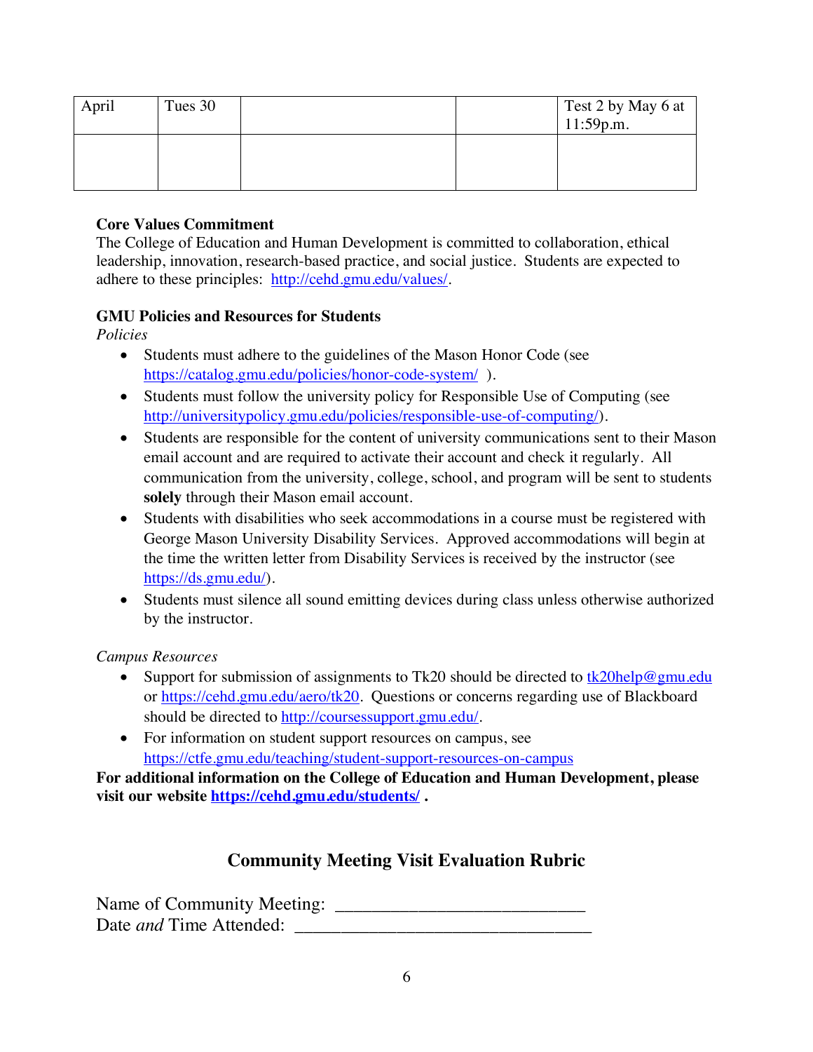| April | Tues 30 | | | Test 2 by May 6 at 11:59p.m. |
|---|---|---|---|---|
| | | | | |

**Core Values Commitment**

The College of Education and Human Development is committed to collaboration, ethical leadership, innovation, research-based practice, and social justice. Students are expected to adhere to these principles: http://cehd.gmu.edu/values/.

**GMU Policies and Resources for Students**

*Policies*

- Students must adhere to the guidelines of the Mason Honor Code (see https://catalog.gmu.edu/policies/honor-code-system/ ).
- Students must follow the university policy for Responsible Use of Computing (see http://universitypolicy.gmu.edu/policies/responsible-use-of-computing/).
- Students are responsible for the content of university communications sent to their Mason email account and are required to activate their account and check it regularly. All communication from the university, college, school, and program will be sent to students **solely** through their Mason email account.
- Students with disabilities who seek accommodations in a course must be registered with George Mason University Disability Services. Approved accommodations will begin at the time the written letter from Disability Services is received by the instructor (see https://ds.gmu.edu/).
- Students must silence all sound emitting devices during class unless otherwise authorized by the instructor.

*Campus Resources*

- Support for submission of assignments to Tk20 should be directed to tk20help@gmu.edu or https://cehd.gmu.edu/aero/tk20. Questions or concerns regarding use of Blackboard should be directed to http://coursessupport.gmu.edu/.
- For information on student support resources on campus, see https://ctfe.gmu.edu/teaching/student-support-resources-on-campus

**For additional information on the College of Education and Human Development, please visit our website https://cehd.gmu.edu/students/ .**

## Community Meeting Visit Evaluation Rubric

Name of Community Meeting: ___________________________

Date *and* Time Attended: ________________________________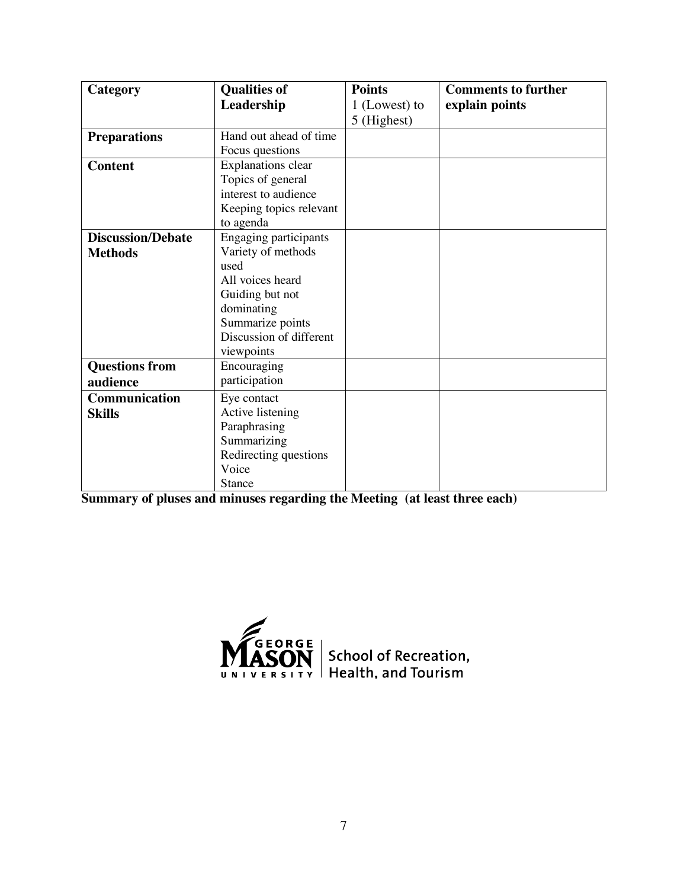| Category | Qualities of Leadership | Points 1 (Lowest) to 5 (Highest) | Comments to further explain points |
|---|---|---|---|
| **Preparations** | Hand out ahead of time<br>Focus questions | | |
| **Content** | Explanations clear<br>Topics of general interest to audience<br>Keeping topics relevant to agenda | | |
| **Discussion/Debate Methods** | Engaging participants<br>Variety of methods used<br>All voices heard<br>Guiding but not dominating<br>Summarize points<br>Discussion of different viewpoints | | |
| **Questions from audience** | Encouraging participation | | |
| **Communication Skills** | Eye contact<br>Active listening<br>Paraphrasing<br>Summarizing<br>Redirecting questions<br>Voice<br>Stance | | |

**Summary of pluses and minuses regarding the Meeting (at least three each)**

GEORGE MASON UNIVERSITY | School of Recreation, Health, and Tourism